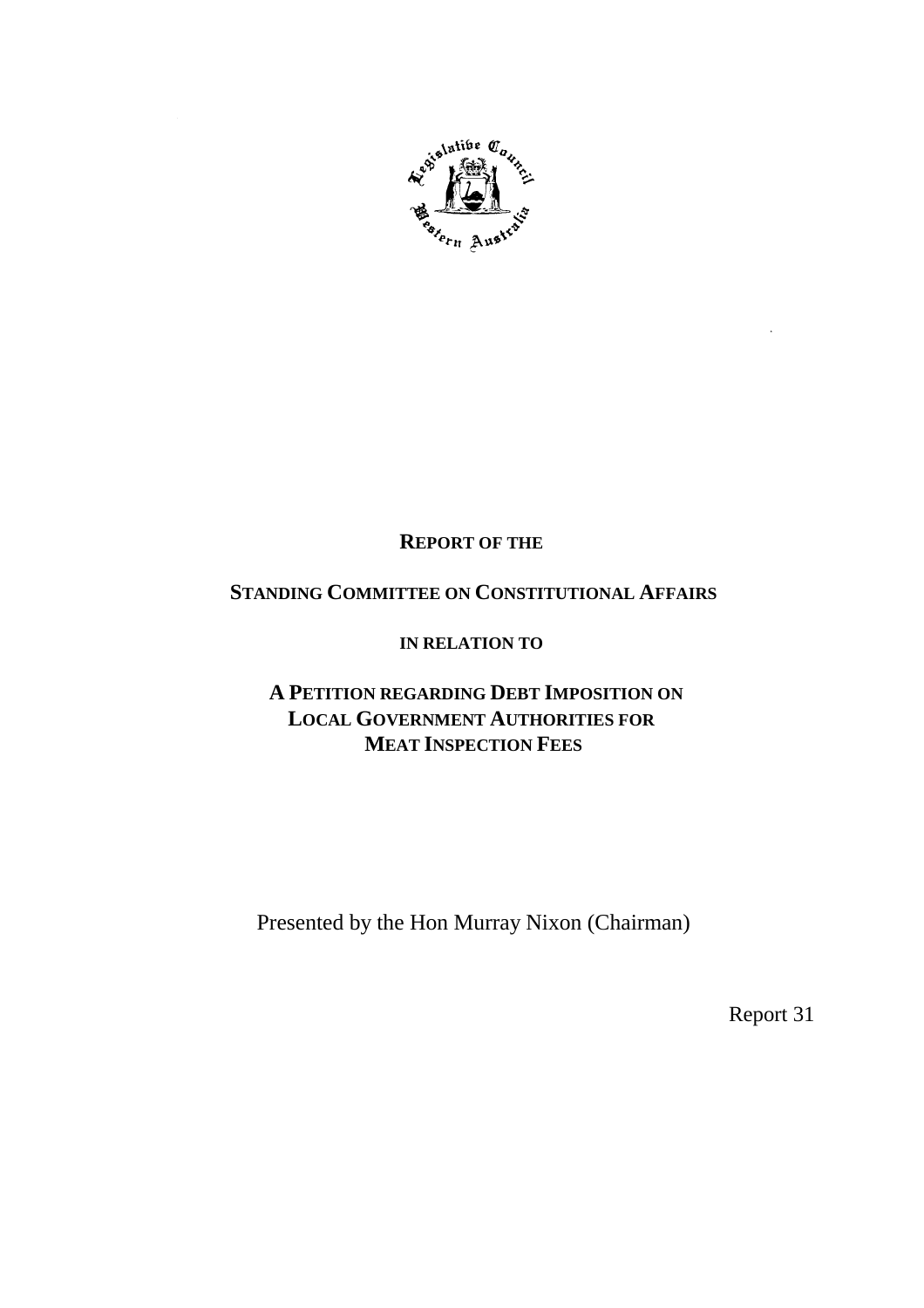**REPORT OF THE**

**STANDING COMMITTEE ON CONSTITUTIONAL AFFAIRS**

**IN RELATION TO**

**A PETITION REGARDING DEBT IMPOSITION ON LOCAL GOVERNMENT AUTHORITIES FOR MEAT INSPECTION FEES**

Presented by the Hon Murray Nixon (Chairman)

Report 31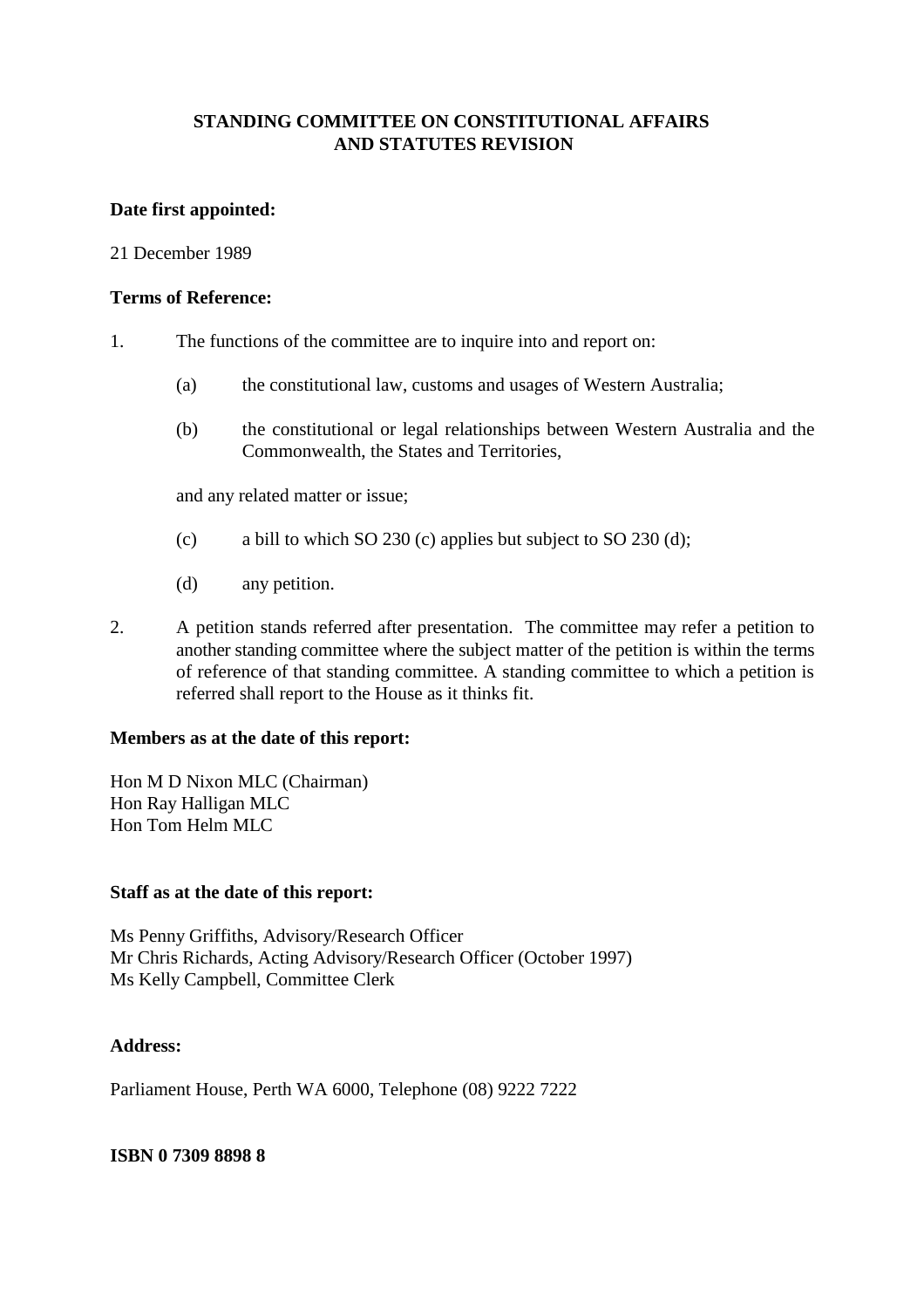# STANDING COMMITTEE ON CONSTITUTIONAL AFFAIRS AND STATUTES REVISION

**Date first appointed:**

21 December 1989

**Terms of Reference:**

1. The functions of the committee are to inquire into and report on:

   (a) the constitutional law, customs and usages of Western Australia;

   (b) the constitutional or legal relationships between Western Australia and the Commonwealth, the States and Territories,

   and any related matter or issue;

   (c) a bill to which SO 230 (c) applies but subject to SO 230 (d);

   (d) any petition.

2. A petition stands referred after presentation. The committee may refer a petition to another standing committee where the subject matter of the petition is within the terms of reference of that standing committee. A standing committee to which a petition is referred shall report to the House as it thinks fit.

**Members as at the date of this report:**

Hon M D Nixon MLC (Chairman)
Hon Ray Halligan MLC
Hon Tom Helm MLC

**Staff as at the date of this report:**

Ms Penny Griffiths, Advisory/Research Officer
Mr Chris Richards, Acting Advisory/Research Officer (October 1997)
Ms Kelly Campbell, Committee Clerk

**Address:**

Parliament House, Perth WA 6000, Telephone (08) 9222 7222

**ISBN 0 7309 8898 8**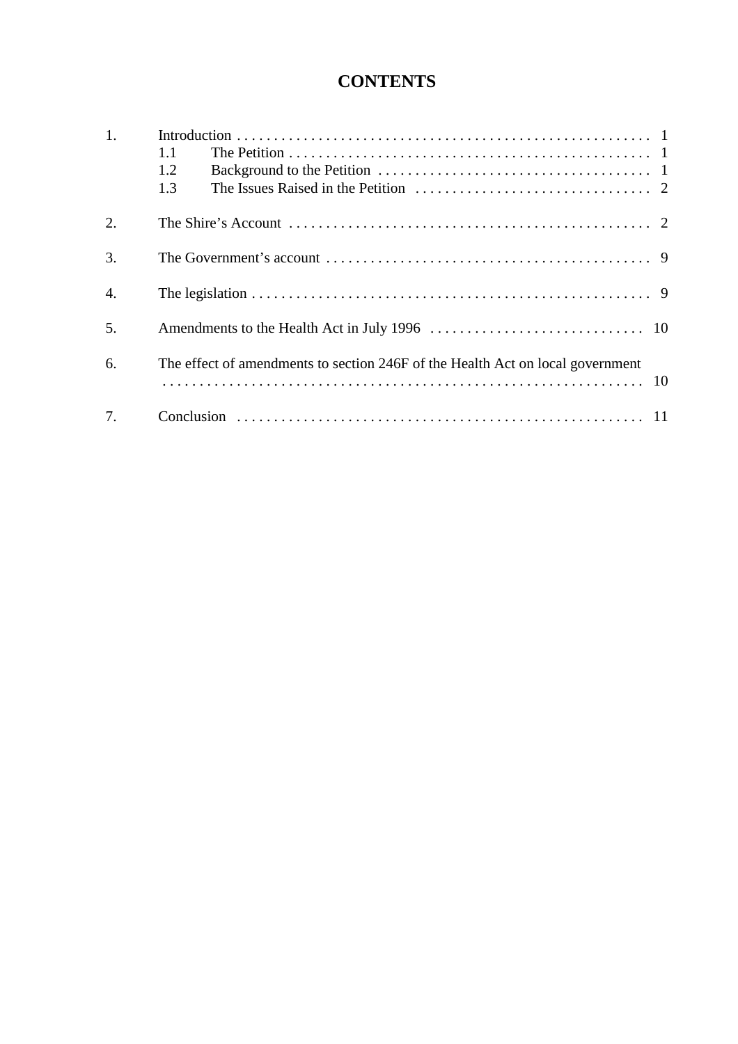# CONTENTS

1. Introduction . . . . . . . . . . 1
   - 1.1 The Petition . . . . . . . . . . 1
   - 1.2 Background to the Petition . . . . . . . . . . 1
   - 1.3 The Issues Raised in the Petition . . . . . . . . . . 2

2. The Shire's Account . . . . . . . . . . 2

3. The Government's account . . . . . . . . . . 9

4. The legislation . . . . . . . . . . 9

5. Amendments to the Health Act in July 1996 . . . . . . . . . . 10

6. The effect of amendments to section 246F of the Health Act on local government . . . . . . . . . . 10

7. Conclusion . . . . . . . . . . 11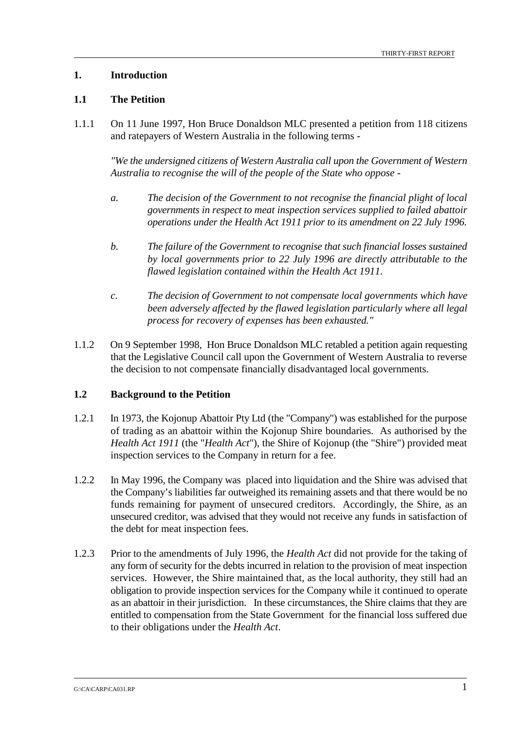# 1. Introduction

## 1.1 The Petition

1.1.1 On 11 June 1997, Hon Bruce Donaldson MLC presented a petition from 118 citizens and ratepayers of Western Australia in the following terms -

> *"We the undersigned citizens of Western Australia call upon the Government of Western Australia to recognise the will of the people of the State who oppose -*
>
> *a. The decision of the Government to not recognise the financial plight of local governments in respect to meat inspection services supplied to failed abattoir operations under the Health Act 1911 prior to its amendment on 22 July 1996.*
>
> *b. The failure of the Government to recognise that such financial losses sustained by local governments prior to 22 July 1996 are directly attributable to the flawed legislation contained within the Health Act 1911.*
>
> *c. The decision of Government to not compensate local governments which have been adversely affected by the flawed legislation particularly where all legal process for recovery of expenses has been exhausted."*

1.1.2 On 9 September 1998, Hon Bruce Donaldson MLC retabled a petition again requesting that the Legislative Council call upon the Government of Western Australia to reverse the decision to not compensate financially disadvantaged local governments.

## 1.2 Background to the Petition

1.2.1 In 1973, the Kojonup Abattoir Pty Ltd (the "Company") was established for the purpose of trading as an abattoir within the Kojonup Shire boundaries. As authorised by the *Health Act 1911* (the "*Health Act*"), the Shire of Kojonup (the "Shire") provided meat inspection services to the Company in return for a fee.

1.2.2 In May 1996, the Company was placed into liquidation and the Shire was advised that the Company's liabilities far outweighed its remaining assets and that there would be no funds remaining for payment of unsecured creditors. Accordingly, the Shire, as an unsecured creditor, was advised that they would not receive any funds in satisfaction of the debt for meat inspection fees.

1.2.3 Prior to the amendments of July 1996, the *Health Act* did not provide for the taking of any form of security for the debts incurred in relation to the provision of meat inspection services. However, the Shire maintained that, as the local authority, they still had an obligation to provide inspection services for the Company while it continued to operate as an abattoir in their jurisdiction. In these circumstances, the Shire claims that they are entitled to compensation from the State Government for the financial loss suffered due to their obligations under the *Health Act*.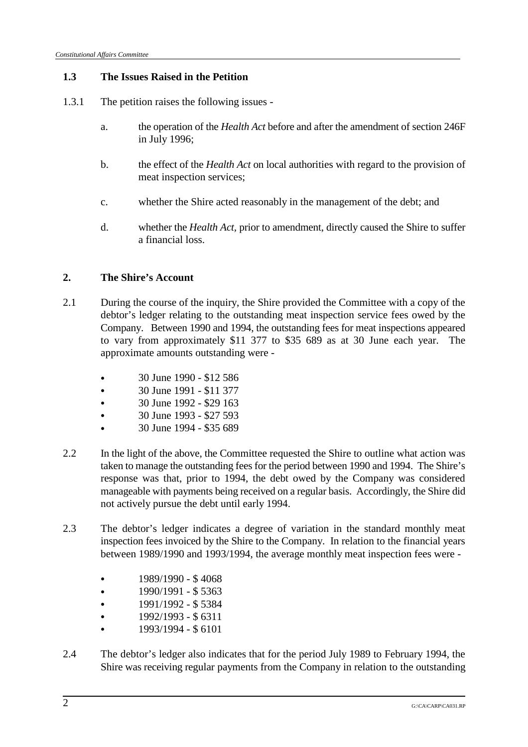### 1.3 The Issues Raised in the Petition

1.3.1 The petition raises the following issues -

a. the operation of the *Health Act* before and after the amendment of section 246F in July 1996;

b. the effect of the *Health Act* on local authorities with regard to the provision of meat inspection services;

c. whether the Shire acted reasonably in the management of the debt; and

d. whether the *Health Act*, prior to amendment, directly caused the Shire to suffer a financial loss.

## 2. The Shire's Account

2.1 During the course of the inquiry, the Shire provided the Committee with a copy of the debtor's ledger relating to the outstanding meat inspection service fees owed by the Company. Between 1990 and 1994, the outstanding fees for meat inspections appeared to vary from approximately \$11 377 to \$35 689 as at 30 June each year. The approximate amounts outstanding were -

- 30 June 1990 - \$12 586
- 30 June 1991 - \$11 377
- 30 June 1992 - \$29 163
- 30 June 1993 - \$27 593
- 30 June 1994 - \$35 689

2.2 In the light of the above, the Committee requested the Shire to outline what action was taken to manage the outstanding fees for the period between 1990 and 1994. The Shire's response was that, prior to 1994, the debt owed by the Company was considered manageable with payments being received on a regular basis. Accordingly, the Shire did not actively pursue the debt until early 1994.

2.3 The debtor's ledger indicates a degree of variation in the standard monthly meat inspection fees invoiced by the Shire to the Company. In relation to the financial years between 1989/1990 and 1993/1994, the average monthly meat inspection fees were -

- 1989/1990 - \$ 4068
- 1990/1991 - \$ 5363
- 1991/1992 - \$ 5384
- 1992/1993 - \$ 6311
- 1993/1994 - \$ 6101

2.4 The debtor's ledger also indicates that for the period July 1989 to February 1994, the Shire was receiving regular payments from the Company in relation to the outstanding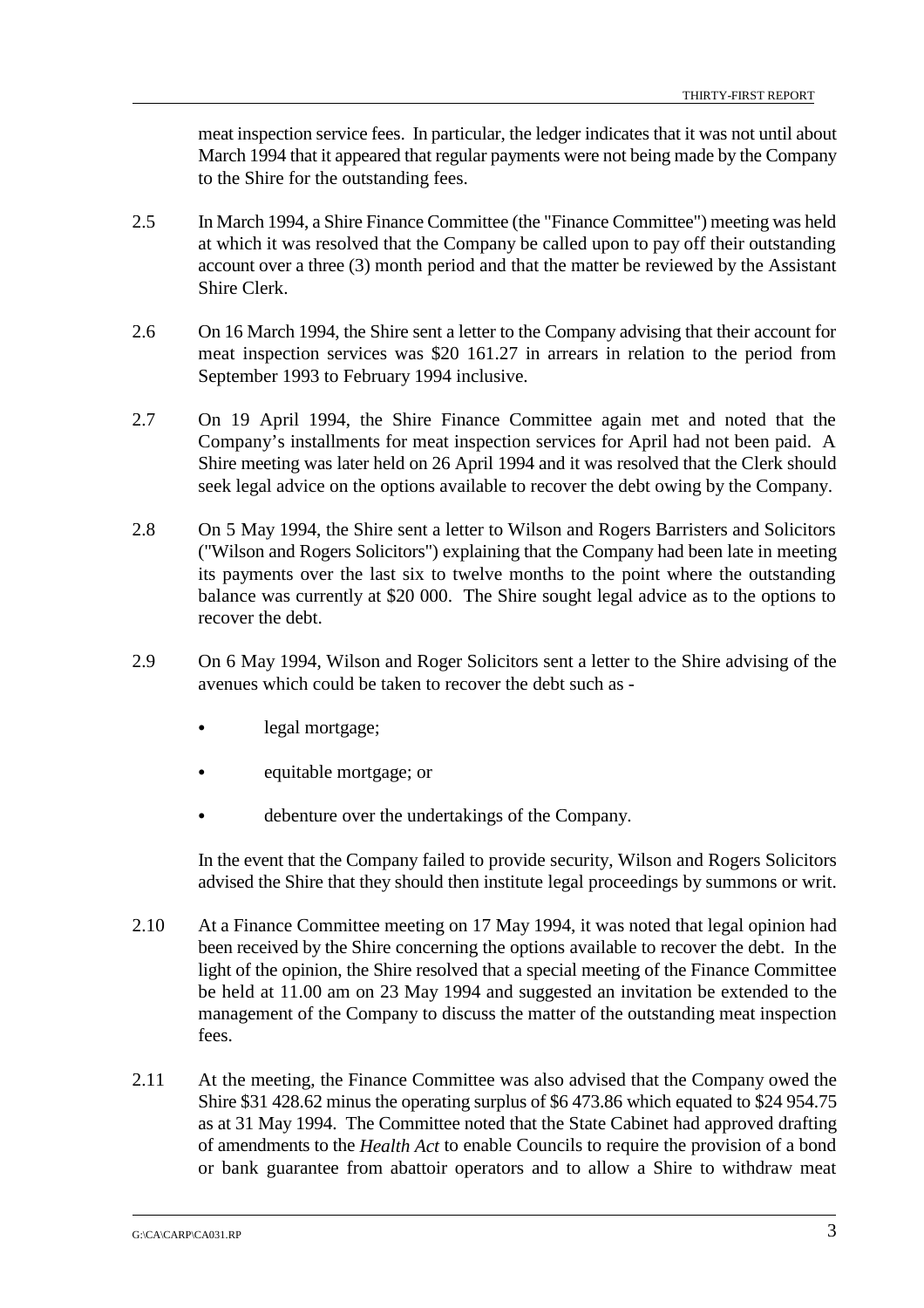meat inspection service fees. In particular, the ledger indicates that it was not until about March 1994 that it appeared that regular payments were not being made by the Company to the Shire for the outstanding fees.

2.5 In March 1994, a Shire Finance Committee (the "Finance Committee") meeting was held at which it was resolved that the Company be called upon to pay off their outstanding account over a three (3) month period and that the matter be reviewed by the Assistant Shire Clerk.

2.6 On 16 March 1994, the Shire sent a letter to the Company advising that their account for meat inspection services was $20 161.27 in arrears in relation to the period from September 1993 to February 1994 inclusive.

2.7 On 19 April 1994, the Shire Finance Committee again met and noted that the Company's installments for meat inspection services for April had not been paid. A Shire meeting was later held on 26 April 1994 and it was resolved that the Clerk should seek legal advice on the options available to recover the debt owing by the Company.

2.8 On 5 May 1994, the Shire sent a letter to Wilson and Rogers Barristers and Solicitors ("Wilson and Rogers Solicitors") explaining that the Company had been late in meeting its payments over the last six to twelve months to the point where the outstanding balance was currently at $20 000. The Shire sought legal advice as to the options to recover the debt.

2.9 On 6 May 1994, Wilson and Roger Solicitors sent a letter to the Shire advising of the avenues which could be taken to recover the debt such as -

- legal mortgage;
- equitable mortgage; or
- debenture over the undertakings of the Company.

In the event that the Company failed to provide security, Wilson and Rogers Solicitors advised the Shire that they should then institute legal proceedings by summons or writ.

2.10 At a Finance Committee meeting on 17 May 1994, it was noted that legal opinion had been received by the Shire concerning the options available to recover the debt. In the light of the opinion, the Shire resolved that a special meeting of the Finance Committee be held at 11.00 am on 23 May 1994 and suggested an invitation be extended to the management of the Company to discuss the matter of the outstanding meat inspection fees.

2.11 At the meeting, the Finance Committee was also advised that the Company owed the Shire $31 428.62 minus the operating surplus of $6 473.86 which equated to $24 954.75 as at 31 May 1994. The Committee noted that the State Cabinet had approved drafting of amendments to the *Health Act* to enable Councils to require the provision of a bond or bank guarantee from abattoir operators and to allow a Shire to withdraw meat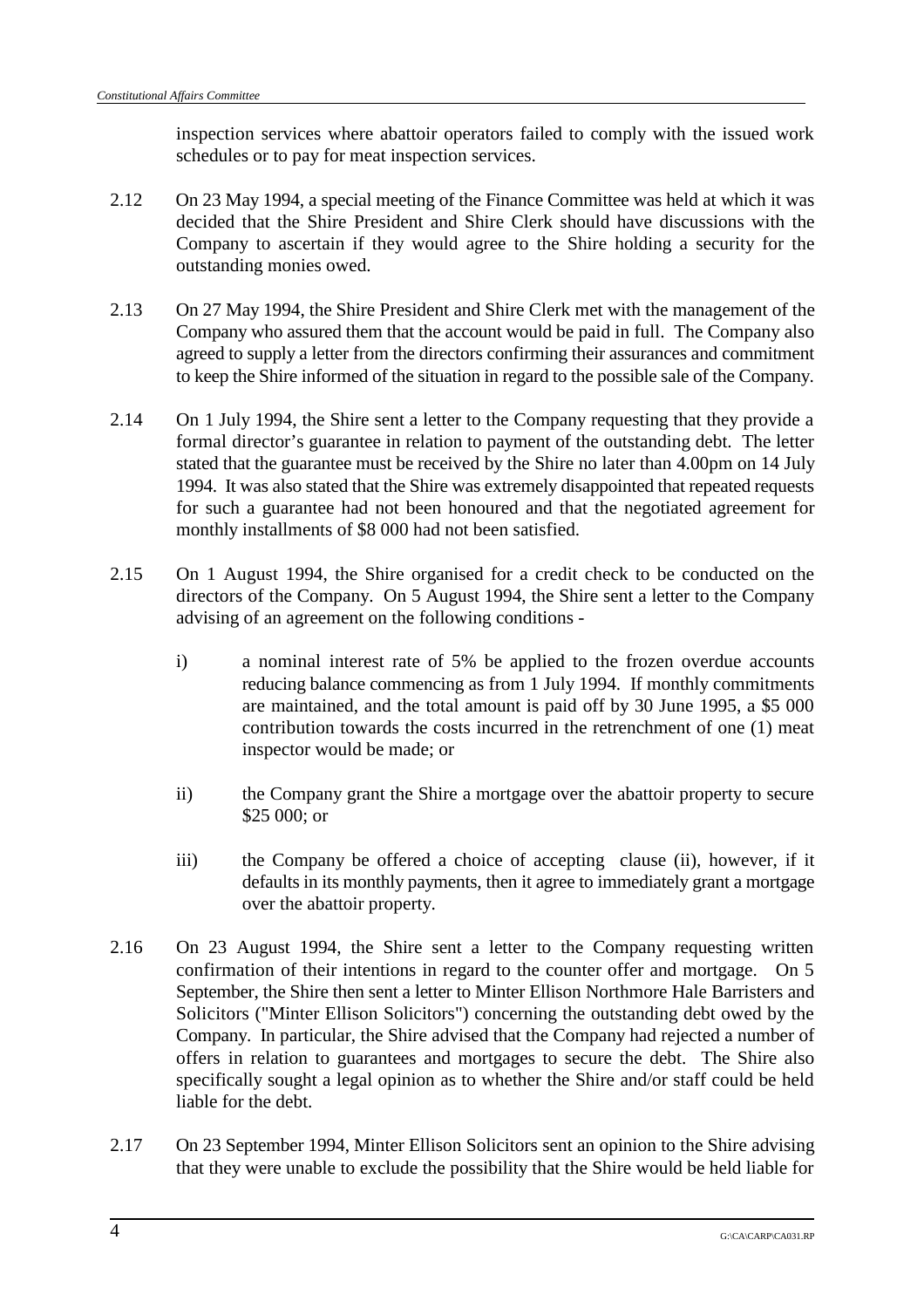inspection services where abattoir operators failed to comply with the issued work schedules or to pay for meat inspection services.

2.12 On 23 May 1994, a special meeting of the Finance Committee was held at which it was decided that the Shire President and Shire Clerk should have discussions with the Company to ascertain if they would agree to the Shire holding a security for the outstanding monies owed.

2.13 On 27 May 1994, the Shire President and Shire Clerk met with the management of the Company who assured them that the account would be paid in full. The Company also agreed to supply a letter from the directors confirming their assurances and commitment to keep the Shire informed of the situation in regard to the possible sale of the Company.

2.14 On 1 July 1994, the Shire sent a letter to the Company requesting that they provide a formal director's guarantee in relation to payment of the outstanding debt. The letter stated that the guarantee must be received by the Shire no later than 4.00pm on 14 July 1994. It was also stated that the Shire was extremely disappointed that repeated requests for such a guarantee had not been honoured and that the negotiated agreement for monthly installments of $8 000 had not been satisfied.

2.15 On 1 August 1994, the Shire organised for a credit check to be conducted on the directors of the Company. On 5 August 1994, the Shire sent a letter to the Company advising of an agreement on the following conditions -

i) a nominal interest rate of 5% be applied to the frozen overdue accounts reducing balance commencing as from 1 July 1994. If monthly commitments are maintained, and the total amount is paid off by 30 June 1995, a $5 000 contribution towards the costs incurred in the retrenchment of one (1) meat inspector would be made; or

ii) the Company grant the Shire a mortgage over the abattoir property to secure $25 000; or

iii) the Company be offered a choice of accepting clause (ii), however, if it defaults in its monthly payments, then it agree to immediately grant a mortgage over the abattoir property.

2.16 On 23 August 1994, the Shire sent a letter to the Company requesting written confirmation of their intentions in regard to the counter offer and mortgage. On 5 September, the Shire then sent a letter to Minter Ellison Northmore Hale Barristers and Solicitors ("Minter Ellison Solicitors") concerning the outstanding debt owed by the Company. In particular, the Shire advised that the Company had rejected a number of offers in relation to guarantees and mortgages to secure the debt. The Shire also specifically sought a legal opinion as to whether the Shire and/or staff could be held liable for the debt.

2.17 On 23 September 1994, Minter Ellison Solicitors sent an opinion to the Shire advising that they were unable to exclude the possibility that the Shire would be held liable for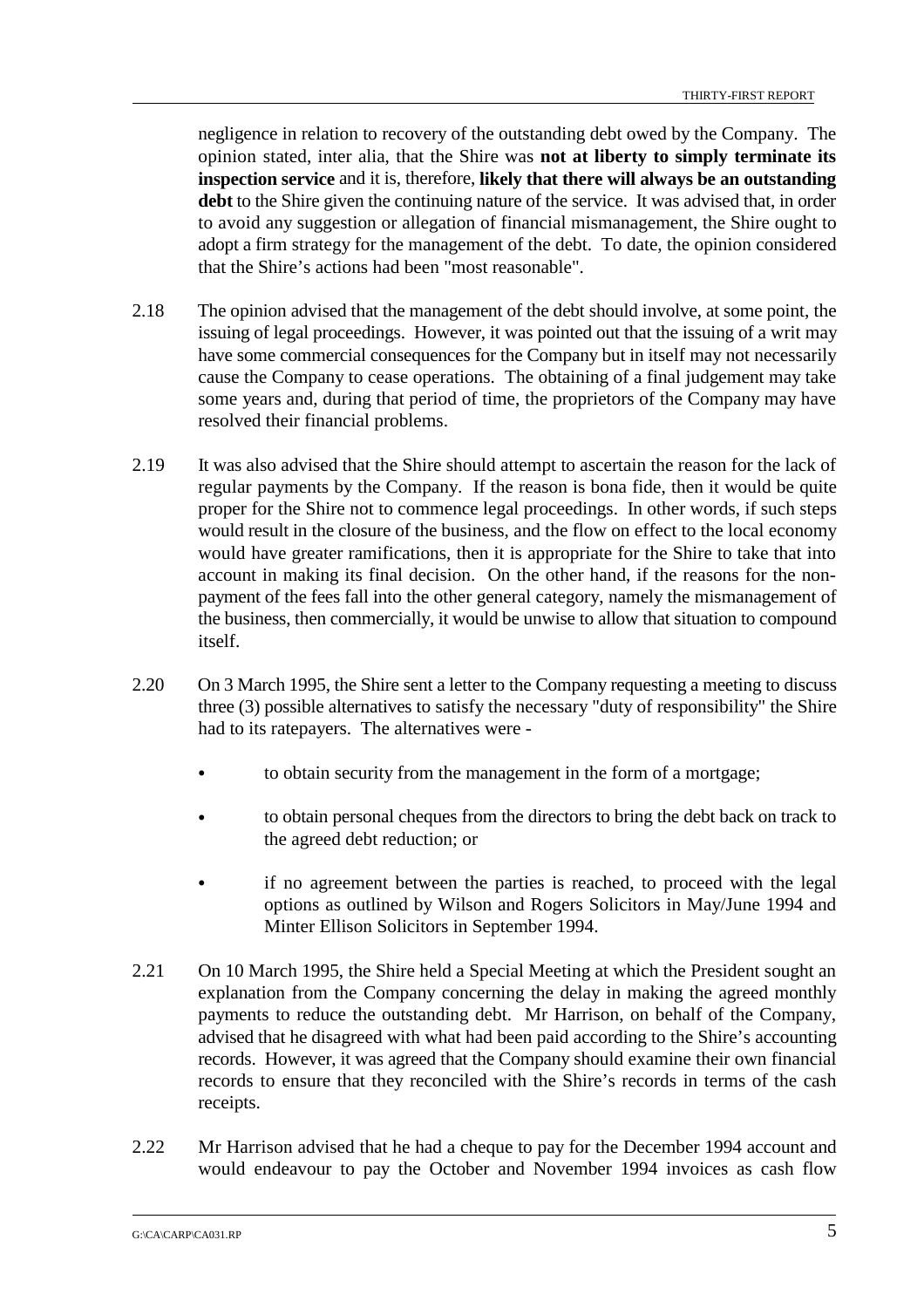negligence in relation to recovery of the outstanding debt owed by the Company. The opinion stated, inter alia, that the Shire was **not at liberty to simply terminate its inspection service** and it is, therefore, **likely that there will always be an outstanding debt** to the Shire given the continuing nature of the service. It was advised that, in order to avoid any suggestion or allegation of financial mismanagement, the Shire ought to adopt a firm strategy for the management of the debt. To date, the opinion considered that the Shire's actions had been "most reasonable".

2.18 The opinion advised that the management of the debt should involve, at some point, the issuing of legal proceedings. However, it was pointed out that the issuing of a writ may have some commercial consequences for the Company but in itself may not necessarily cause the Company to cease operations. The obtaining of a final judgement may take some years and, during that period of time, the proprietors of the Company may have resolved their financial problems.

2.19 It was also advised that the Shire should attempt to ascertain the reason for the lack of regular payments by the Company. If the reason is bona fide, then it would be quite proper for the Shire not to commence legal proceedings. In other words, if such steps would result in the closure of the business, and the flow on effect to the local economy would have greater ramifications, then it is appropriate for the Shire to take that into account in making its final decision. On the other hand, if the reasons for the non-payment of the fees fall into the other general category, namely the mismanagement of the business, then commercially, it would be unwise to allow that situation to compound itself.

2.20 On 3 March 1995, the Shire sent a letter to the Company requesting a meeting to discuss three (3) possible alternatives to satisfy the necessary "duty of responsibility" the Shire had to its ratepayers. The alternatives were -

- to obtain security from the management in the form of a mortgage;
- to obtain personal cheques from the directors to bring the debt back on track to the agreed debt reduction; or
- if no agreement between the parties is reached, to proceed with the legal options as outlined by Wilson and Rogers Solicitors in May/June 1994 and Minter Ellison Solicitors in September 1994.

2.21 On 10 March 1995, the Shire held a Special Meeting at which the President sought an explanation from the Company concerning the delay in making the agreed monthly payments to reduce the outstanding debt. Mr Harrison, on behalf of the Company, advised that he disagreed with what had been paid according to the Shire's accounting records. However, it was agreed that the Company should examine their own financial records to ensure that they reconciled with the Shire's records in terms of the cash receipts.

2.22 Mr Harrison advised that he had a cheque to pay for the December 1994 account and would endeavour to pay the October and November 1994 invoices as cash flow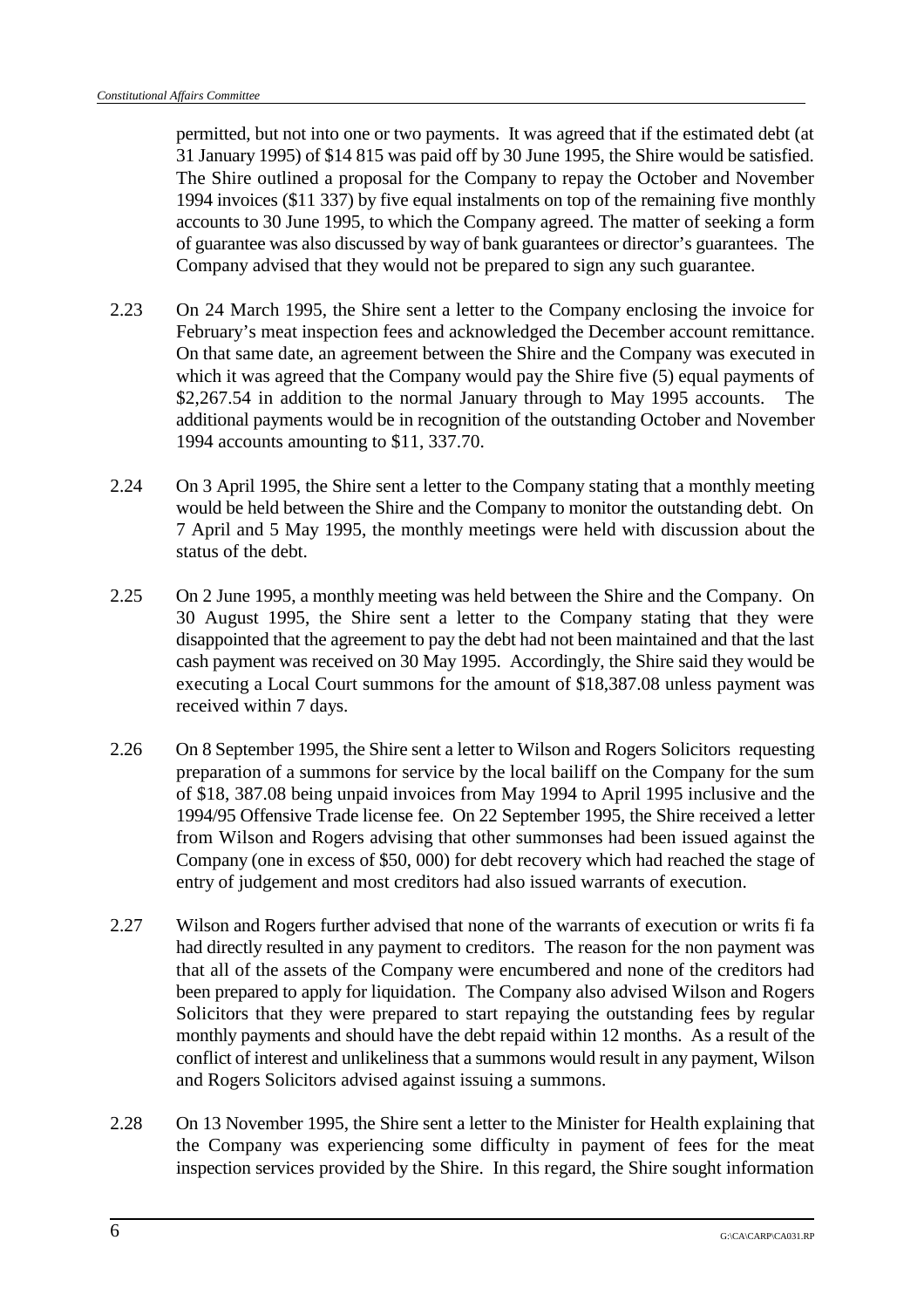permitted, but not into one or two payments. It was agreed that if the estimated debt (at 31 January 1995) of $14 815 was paid off by 30 June 1995, the Shire would be satisfied. The Shire outlined a proposal for the Company to repay the October and November 1994 invoices ($11 337) by five equal instalments on top of the remaining five monthly accounts to 30 June 1995, to which the Company agreed. The matter of seeking a form of guarantee was also discussed by way of bank guarantees or director's guarantees. The Company advised that they would not be prepared to sign any such guarantee.

2.23 On 24 March 1995, the Shire sent a letter to the Company enclosing the invoice for February's meat inspection fees and acknowledged the December account remittance. On that same date, an agreement between the Shire and the Company was executed in which it was agreed that the Company would pay the Shire five (5) equal payments of $2,267.54 in addition to the normal January through to May 1995 accounts. The additional payments would be in recognition of the outstanding October and November 1994 accounts amounting to $11, 337.70.

2.24 On 3 April 1995, the Shire sent a letter to the Company stating that a monthly meeting would be held between the Shire and the Company to monitor the outstanding debt. On 7 April and 5 May 1995, the monthly meetings were held with discussion about the status of the debt.

2.25 On 2 June 1995, a monthly meeting was held between the Shire and the Company. On 30 August 1995, the Shire sent a letter to the Company stating that they were disappointed that the agreement to pay the debt had not been maintained and that the last cash payment was received on 30 May 1995. Accordingly, the Shire said they would be executing a Local Court summons for the amount of $18,387.08 unless payment was received within 7 days.

2.26 On 8 September 1995, the Shire sent a letter to Wilson and Rogers Solicitors requesting preparation of a summons for service by the local bailiff on the Company for the sum of $18, 387.08 being unpaid invoices from May 1994 to April 1995 inclusive and the 1994/95 Offensive Trade license fee. On 22 September 1995, the Shire received a letter from Wilson and Rogers advising that other summonses had been issued against the Company (one in excess of $50, 000) for debt recovery which had reached the stage of entry of judgement and most creditors had also issued warrants of execution.

2.27 Wilson and Rogers further advised that none of the warrants of execution or writs fi fa had directly resulted in any payment to creditors. The reason for the non payment was that all of the assets of the Company were encumbered and none of the creditors had been prepared to apply for liquidation. The Company also advised Wilson and Rogers Solicitors that they were prepared to start repaying the outstanding fees by regular monthly payments and should have the debt repaid within 12 months. As a result of the conflict of interest and unlikeliness that a summons would result in any payment, Wilson and Rogers Solicitors advised against issuing a summons.

2.28 On 13 November 1995, the Shire sent a letter to the Minister for Health explaining that the Company was experiencing some difficulty in payment of fees for the meat inspection services provided by the Shire. In this regard, the Shire sought information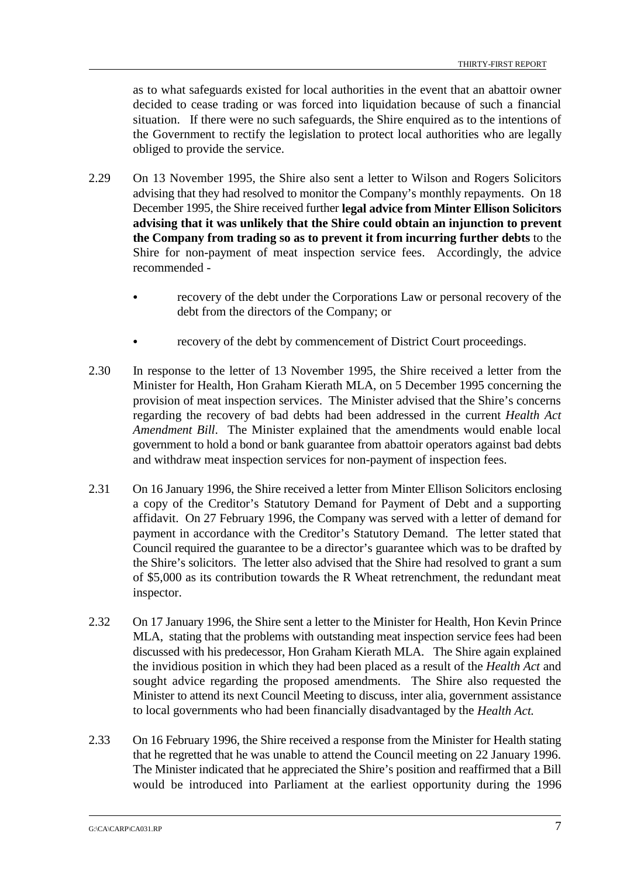as to what safeguards existed for local authorities in the event that an abattoir owner decided to cease trading or was forced into liquidation because of such a financial situation. If there were no such safeguards, the Shire enquired as to the intentions of the Government to rectify the legislation to protect local authorities who are legally obliged to provide the service.

2.29 On 13 November 1995, the Shire also sent a letter to Wilson and Rogers Solicitors advising that they had resolved to monitor the Company's monthly repayments. On 18 December 1995, the Shire received further **legal advice from Minter Ellison Solicitors advising that it was unlikely that the Shire could obtain an injunction to prevent the Company from trading so as to prevent it from incurring further debts** to the Shire for non-payment of meat inspection service fees. Accordingly, the advice recommended -

- recovery of the debt under the Corporations Law or personal recovery of the debt from the directors of the Company; or
- recovery of the debt by commencement of District Court proceedings.

2.30 In response to the letter of 13 November 1995, the Shire received a letter from the Minister for Health, Hon Graham Kierath MLA, on 5 December 1995 concerning the provision of meat inspection services. The Minister advised that the Shire's concerns regarding the recovery of bad debts had been addressed in the current *Health Act Amendment Bill*. The Minister explained that the amendments would enable local government to hold a bond or bank guarantee from abattoir operators against bad debts and withdraw meat inspection services for non-payment of inspection fees.

2.31 On 16 January 1996, the Shire received a letter from Minter Ellison Solicitors enclosing a copy of the Creditor's Statutory Demand for Payment of Debt and a supporting affidavit. On 27 February 1996, the Company was served with a letter of demand for payment in accordance with the Creditor's Statutory Demand. The letter stated that Council required the guarantee to be a director's guarantee which was to be drafted by the Shire's solicitors. The letter also advised that the Shire had resolved to grant a sum of $5,000 as its contribution towards the R Wheat retrenchment, the redundant meat inspector.

2.32 On 17 January 1996, the Shire sent a letter to the Minister for Health, Hon Kevin Prince MLA, stating that the problems with outstanding meat inspection service fees had been discussed with his predecessor, Hon Graham Kierath MLA. The Shire again explained the invidious position in which they had been placed as a result of the *Health Act* and sought advice regarding the proposed amendments. The Shire also requested the Minister to attend its next Council Meeting to discuss, inter alia, government assistance to local governments who had been financially disadvantaged by the *Health Act.*

2.33 On 16 February 1996, the Shire received a response from the Minister for Health stating that he regretted that he was unable to attend the Council meeting on 22 January 1996. The Minister indicated that he appreciated the Shire's position and reaffirmed that a Bill would be introduced into Parliament at the earliest opportunity during the 1996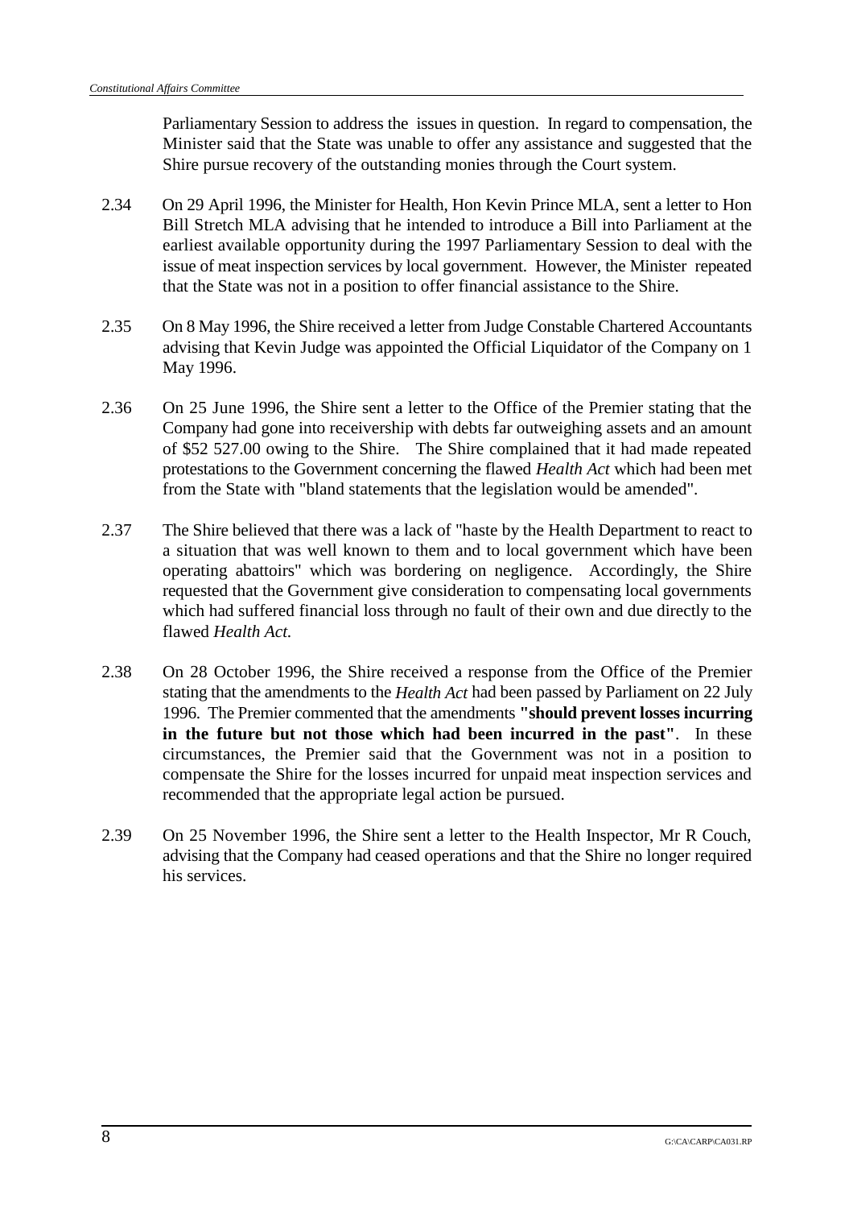Parliamentary Session to address the issues in question. In regard to compensation, the Minister said that the State was unable to offer any assistance and suggested that the Shire pursue recovery of the outstanding monies through the Court system.

2.34 On 29 April 1996, the Minister for Health, Hon Kevin Prince MLA, sent a letter to Hon Bill Stretch MLA advising that he intended to introduce a Bill into Parliament at the earliest available opportunity during the 1997 Parliamentary Session to deal with the issue of meat inspection services by local government. However, the Minister repeated that the State was not in a position to offer financial assistance to the Shire.

2.35 On 8 May 1996, the Shire received a letter from Judge Constable Chartered Accountants advising that Kevin Judge was appointed the Official Liquidator of the Company on 1 May 1996.

2.36 On 25 June 1996, the Shire sent a letter to the Office of the Premier stating that the Company had gone into receivership with debts far outweighing assets and an amount of $52 527.00 owing to the Shire. The Shire complained that it had made repeated protestations to the Government concerning the flawed *Health Act* which had been met from the State with "bland statements that the legislation would be amended".

2.37 The Shire believed that there was a lack of "haste by the Health Department to react to a situation that was well known to them and to local government which have been operating abattoirs" which was bordering on negligence. Accordingly, the Shire requested that the Government give consideration to compensating local governments which had suffered financial loss through no fault of their own and due directly to the flawed *Health Act*.

2.38 On 28 October 1996, the Shire received a response from the Office of the Premier stating that the amendments to the *Health Act* had been passed by Parliament on 22 July 1996. The Premier commented that the amendments **"should prevent losses incurring in the future but not those which had been incurred in the past"**. In these circumstances, the Premier said that the Government was not in a position to compensate the Shire for the losses incurred for unpaid meat inspection services and recommended that the appropriate legal action be pursued.

2.39 On 25 November 1996, the Shire sent a letter to the Health Inspector, Mr R Couch, advising that the Company had ceased operations and that the Shire no longer required his services.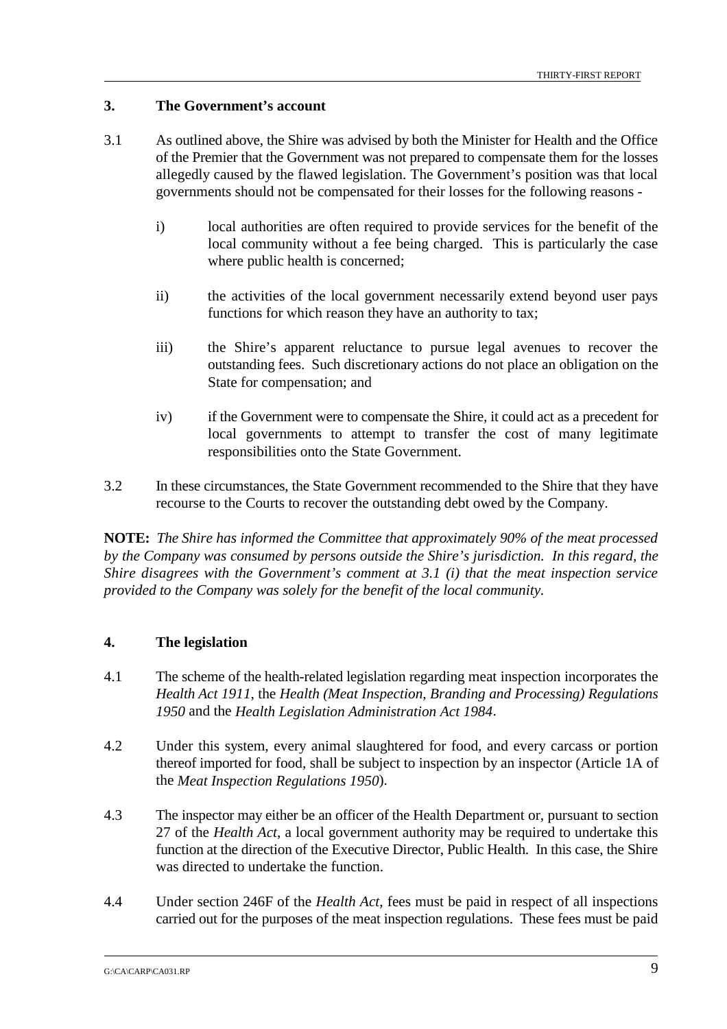## 3. The Government's account

3.1 As outlined above, the Shire was advised by both the Minister for Health and the Office of the Premier that the Government was not prepared to compensate them for the losses allegedly caused by the flawed legislation. The Government's position was that local governments should not be compensated for their losses for the following reasons -

i) local authorities are often required to provide services for the benefit of the local community without a fee being charged. This is particularly the case where public health is concerned;

ii) the activities of the local government necessarily extend beyond user pays functions for which reason they have an authority to tax;

iii) the Shire's apparent reluctance to pursue legal avenues to recover the outstanding fees. Such discretionary actions do not place an obligation on the State for compensation; and

iv) if the Government were to compensate the Shire, it could act as a precedent for local governments to attempt to transfer the cost of many legitimate responsibilities onto the State Government.

3.2 In these circumstances, the State Government recommended to the Shire that they have recourse to the Courts to recover the outstanding debt owed by the Company.

**NOTE:** *The Shire has informed the Committee that approximately 90% of the meat processed by the Company was consumed by persons outside the Shire's jurisdiction. In this regard, the Shire disagrees with the Government's comment at 3.1 (i) that the meat inspection service provided to the Company was solely for the benefit of the local community.*

## 4. The legislation

4.1 The scheme of the health-related legislation regarding meat inspection incorporates the *Health Act 1911*, the *Health (Meat Inspection, Branding and Processing) Regulations 1950* and the *Health Legislation Administration Act 1984*.

4.2 Under this system, every animal slaughtered for food, and every carcass or portion thereof imported for food, shall be subject to inspection by an inspector (Article 1A of the *Meat Inspection Regulations 1950*).

4.3 The inspector may either be an officer of the Health Department or, pursuant to section 27 of the *Health Act*, a local government authority may be required to undertake this function at the direction of the Executive Director, Public Health. In this case, the Shire was directed to undertake the function.

4.4 Under section 246F of the *Health Act*, fees must be paid in respect of all inspections carried out for the purposes of the meat inspection regulations. These fees must be paid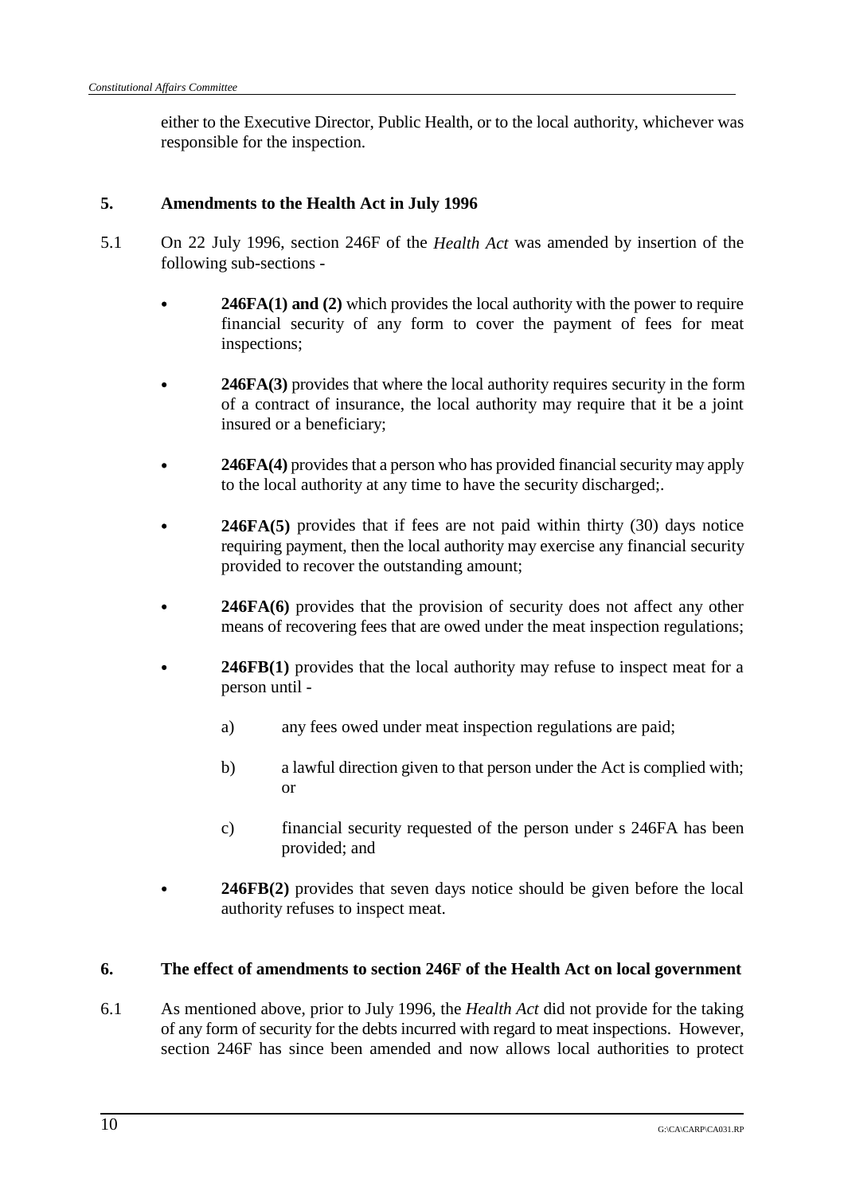either to the Executive Director, Public Health, or to the local authority, whichever was responsible for the inspection.

## 5. Amendments to the Health Act in July 1996

5.1 On 22 July 1996, section 246F of the *Health Act* was amended by insertion of the following sub-sections -

- **246FA(1) and (2)** which provides the local authority with the power to require financial security of any form to cover the payment of fees for meat inspections;
- **246FA(3)** provides that where the local authority requires security in the form of a contract of insurance, the local authority may require that it be a joint insured or a beneficiary;
- **246FA(4)** provides that a person who has provided financial security may apply to the local authority at any time to have the security discharged;.
- **246FA(5)** provides that if fees are not paid within thirty (30) days notice requiring payment, then the local authority may exercise any financial security provided to recover the outstanding amount;
- **246FA(6)** provides that the provision of security does not affect any other means of recovering fees that are owed under the meat inspection regulations;
- **246FB(1)** provides that the local authority may refuse to inspect meat for a person until -
    - a) any fees owed under meat inspection regulations are paid;
    - b) a lawful direction given to that person under the Act is complied with; or
    - c) financial security requested of the person under s 246FA has been provided; and
- **246FB(2)** provides that seven days notice should be given before the local authority refuses to inspect meat.

## 6. The effect of amendments to section 246F of the Health Act on local government

6.1 As mentioned above, prior to July 1996, the *Health Act* did not provide for the taking of any form of security for the debts incurred with regard to meat inspections. However, section 246F has since been amended and now allows local authorities to protect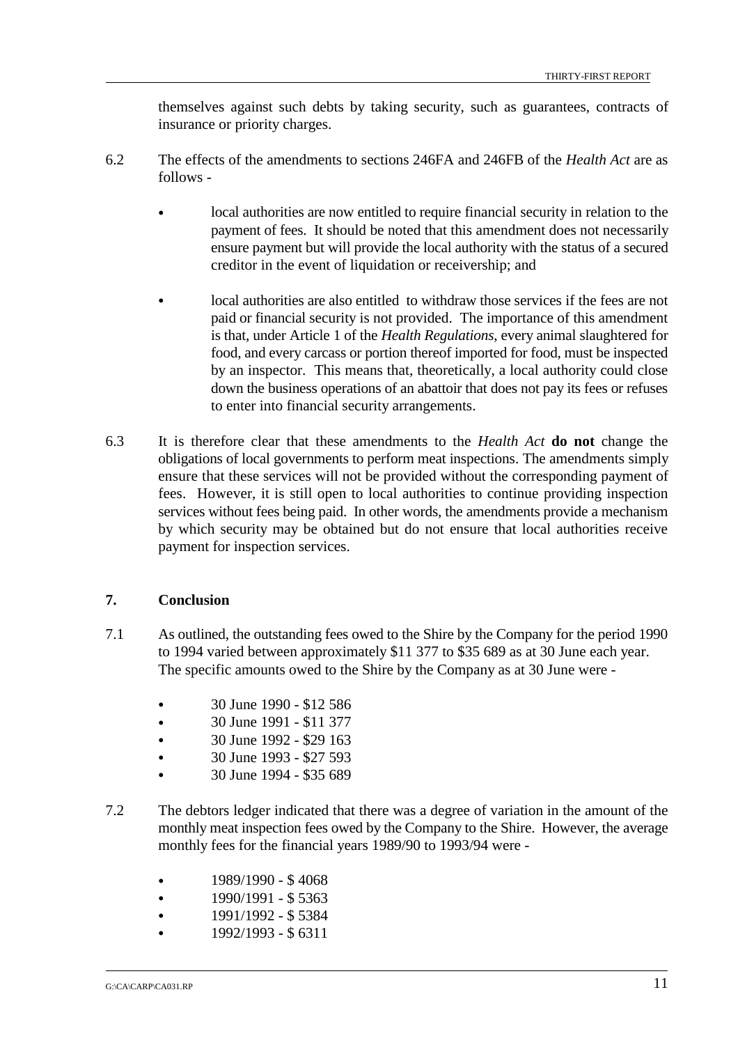themselves against such debts by taking security, such as guarantees, contracts of insurance or priority charges.

6.2 The effects of the amendments to sections 246FA and 246FB of the *Health Act* are as follows -

- local authorities are now entitled to require financial security in relation to the payment of fees. It should be noted that this amendment does not necessarily ensure payment but will provide the local authority with the status of a secured creditor in the event of liquidation or receivership; and

- local authorities are also entitled to withdraw those services if the fees are not paid or financial security is not provided. The importance of this amendment is that, under Article 1 of the *Health Regulations*, every animal slaughtered for food, and every carcass or portion thereof imported for food, must be inspected by an inspector. This means that, theoretically, a local authority could close down the business operations of an abattoir that does not pay its fees or refuses to enter into financial security arrangements.

6.3 It is therefore clear that these amendments to the *Health Act* **do not** change the obligations of local governments to perform meat inspections. The amendments simply ensure that these services will not be provided without the corresponding payment of fees. However, it is still open to local authorities to continue providing inspection services without fees being paid. In other words, the amendments provide a mechanism by which security may be obtained but do not ensure that local authorities receive payment for inspection services.

## 7. Conclusion

7.1 As outlined, the outstanding fees owed to the Shire by the Company for the period 1990 to 1994 varied between approximately $11 377 to $35 689 as at 30 June each year. The specific amounts owed to the Shire by the Company as at 30 June were -

- 30 June 1990 - $12 586
- 30 June 1991 - $11 377
- 30 June 1992 - $29 163
- 30 June 1993 - $27 593
- 30 June 1994 - $35 689

7.2 The debtors ledger indicated that there was a degree of variation in the amount of the monthly meat inspection fees owed by the Company to the Shire. However, the average monthly fees for the financial years 1989/90 to 1993/94 were -

- 1989/1990 - $ 4068
- 1990/1991 - $ 5363
- 1991/1992 - $ 5384
- 1992/1993 - $ 6311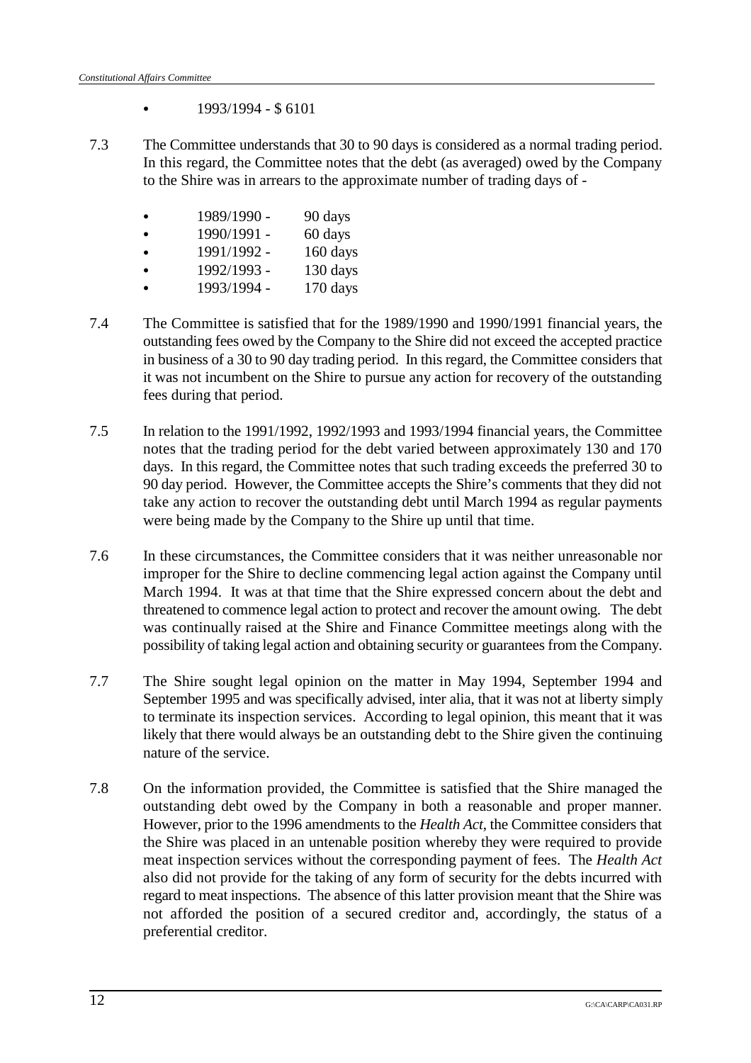- 1993/1994 - $ 6101

7.3 The Committee understands that 30 to 90 days is considered as a normal trading period. In this regard, the Committee notes that the debt (as averaged) owed by the Company to the Shire was in arrears to the approximate number of trading days of -

- 1989/1990 - 90 days
- 1990/1991 - 60 days
- 1991/1992 - 160 days
- 1992/1993 - 130 days
- 1993/1994 - 170 days

7.4 The Committee is satisfied that for the 1989/1990 and 1990/1991 financial years, the outstanding fees owed by the Company to the Shire did not exceed the accepted practice in business of a 30 to 90 day trading period. In this regard, the Committee considers that it was not incumbent on the Shire to pursue any action for recovery of the outstanding fees during that period.

7.5 In relation to the 1991/1992, 1992/1993 and 1993/1994 financial years, the Committee notes that the trading period for the debt varied between approximately 130 and 170 days. In this regard, the Committee notes that such trading exceeds the preferred 30 to 90 day period. However, the Committee accepts the Shire's comments that they did not take any action to recover the outstanding debt until March 1994 as regular payments were being made by the Company to the Shire up until that time.

7.6 In these circumstances, the Committee considers that it was neither unreasonable nor improper for the Shire to decline commencing legal action against the Company until March 1994. It was at that time that the Shire expressed concern about the debt and threatened to commence legal action to protect and recover the amount owing. The debt was continually raised at the Shire and Finance Committee meetings along with the possibility of taking legal action and obtaining security or guarantees from the Company.

7.7 The Shire sought legal opinion on the matter in May 1994, September 1994 and September 1995 and was specifically advised, inter alia, that it was not at liberty simply to terminate its inspection services. According to legal opinion, this meant that it was likely that there would always be an outstanding debt to the Shire given the continuing nature of the service.

7.8 On the information provided, the Committee is satisfied that the Shire managed the outstanding debt owed by the Company in both a reasonable and proper manner. However, prior to the 1996 amendments to the *Health Act*, the Committee considers that the Shire was placed in an untenable position whereby they were required to provide meat inspection services without the corresponding payment of fees. The *Health Act* also did not provide for the taking of any form of security for the debts incurred with regard to meat inspections. The absence of this latter provision meant that the Shire was not afforded the position of a secured creditor and, accordingly, the status of a preferential creditor.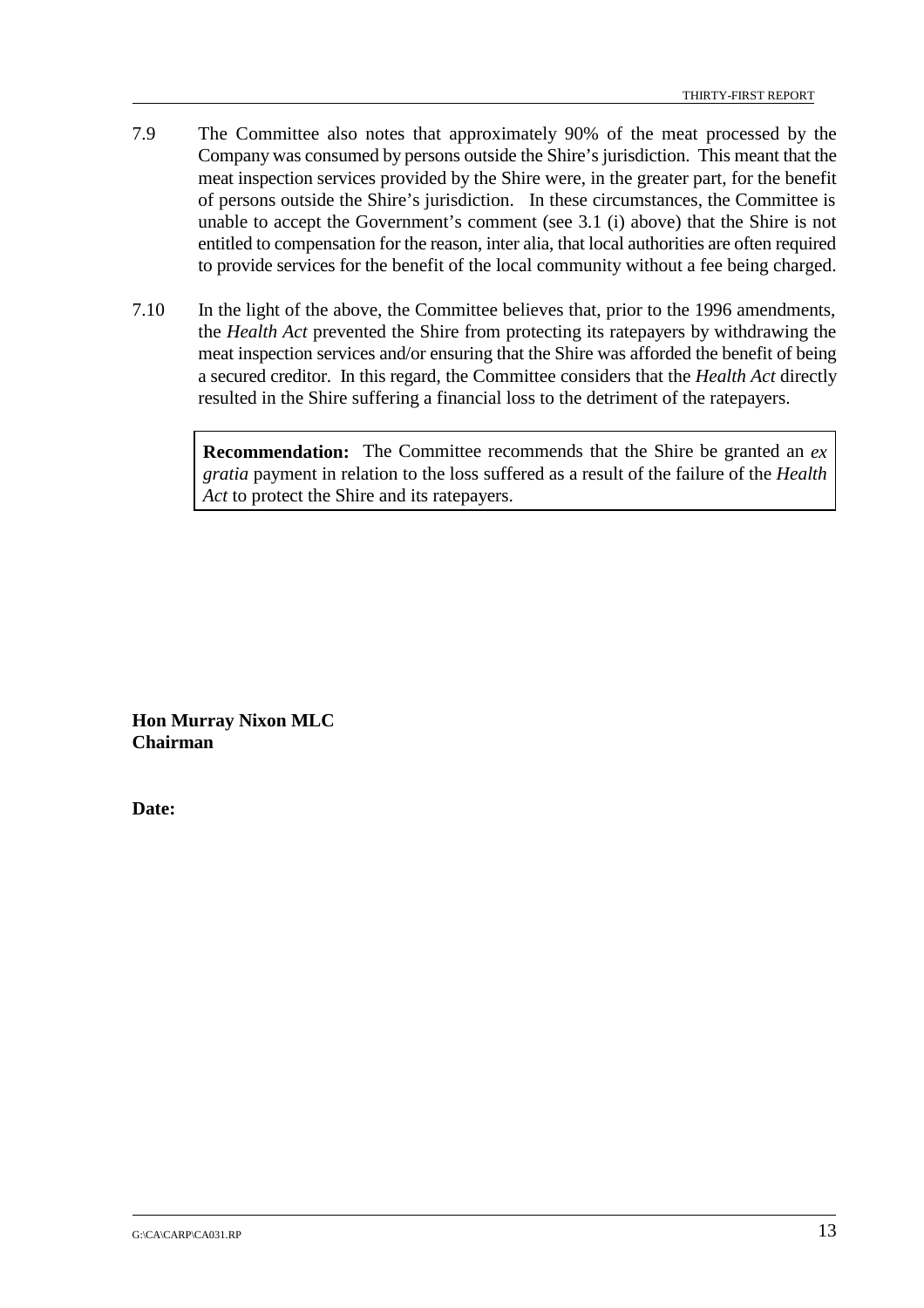7.9 The Committee also notes that approximately 90% of the meat processed by the Company was consumed by persons outside the Shire's jurisdiction. This meant that the meat inspection services provided by the Shire were, in the greater part, for the benefit of persons outside the Shire's jurisdiction. In these circumstances, the Committee is unable to accept the Government's comment (see 3.1 (i) above) that the Shire is not entitled to compensation for the reason, inter alia, that local authorities are often required to provide services for the benefit of the local community without a fee being charged.

7.10 In the light of the above, the Committee believes that, prior to the 1996 amendments, the *Health Act* prevented the Shire from protecting its ratepayers by withdrawing the meat inspection services and/or ensuring that the Shire was afforded the benefit of being a secured creditor. In this regard, the Committee considers that the *Health Act* directly resulted in the Shire suffering a financial loss to the detriment of the ratepayers.

> **Recommendation:** The Committee recommends that the Shire be granted an *ex gratia* payment in relation to the loss suffered as a result of the failure of the *Health Act* to protect the Shire and its ratepayers.

**Hon Murray Nixon MLC**
**Chairman**

**Date:**